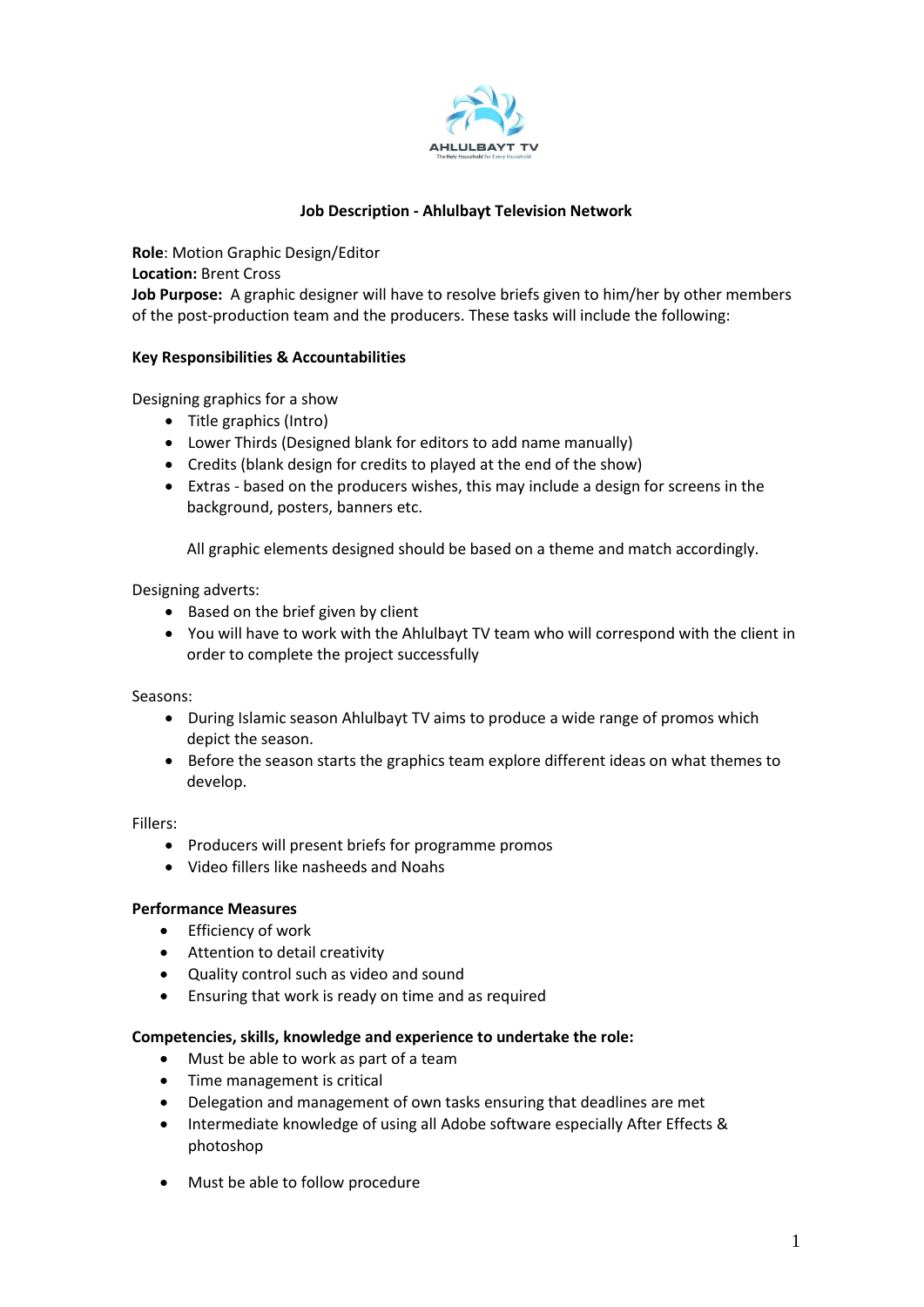AHLULBAYT TV

The Holy Household for Every Household

**Job Description - Ahlulbayt Television Network**

**Role**: Motion Graphic Design/Editor
**Location:** Brent Cross
**Job Purpose:** A graphic designer will have to resolve briefs given to him/her by other members of the post-production team and the producers. These tasks will include the following:

**Key Responsibilities & Accountabilities**

Designing graphics for a show

- Title graphics (Intro)
- Lower Thirds (Designed blank for editors to add name manually)
- Credits (blank design for credits to played at the end of the show)
- Extras - based on the producers wishes, this may include a design for screens in the background, posters, banners etc.

All graphic elements designed should be based on a theme and match accordingly.

Designing adverts:

- Based on the brief given by client
- You will have to work with the Ahlulbayt TV team who will correspond with the client in order to complete the project successfully

Seasons:

- During Islamic season Ahlulbayt TV aims to produce a wide range of promos which depict the season.
- Before the season starts the graphics team explore different ideas on what themes to develop.

Fillers:

- Producers will present briefs for programme promos
- Video fillers like nasheeds and Noahs

**Performance Measures**

- Efficiency of work
- Attention to detail creativity
- Quality control such as video and sound
- Ensuring that work is ready on time and as required

**Competencies, skills, knowledge and experience to undertake the role:**

- Must be able to work as part of a team
- Time management is critical
- Delegation and management of own tasks ensuring that deadlines are met
- Intermediate knowledge of using all Adobe software especially After Effects & photoshop
- Must be able to follow procedure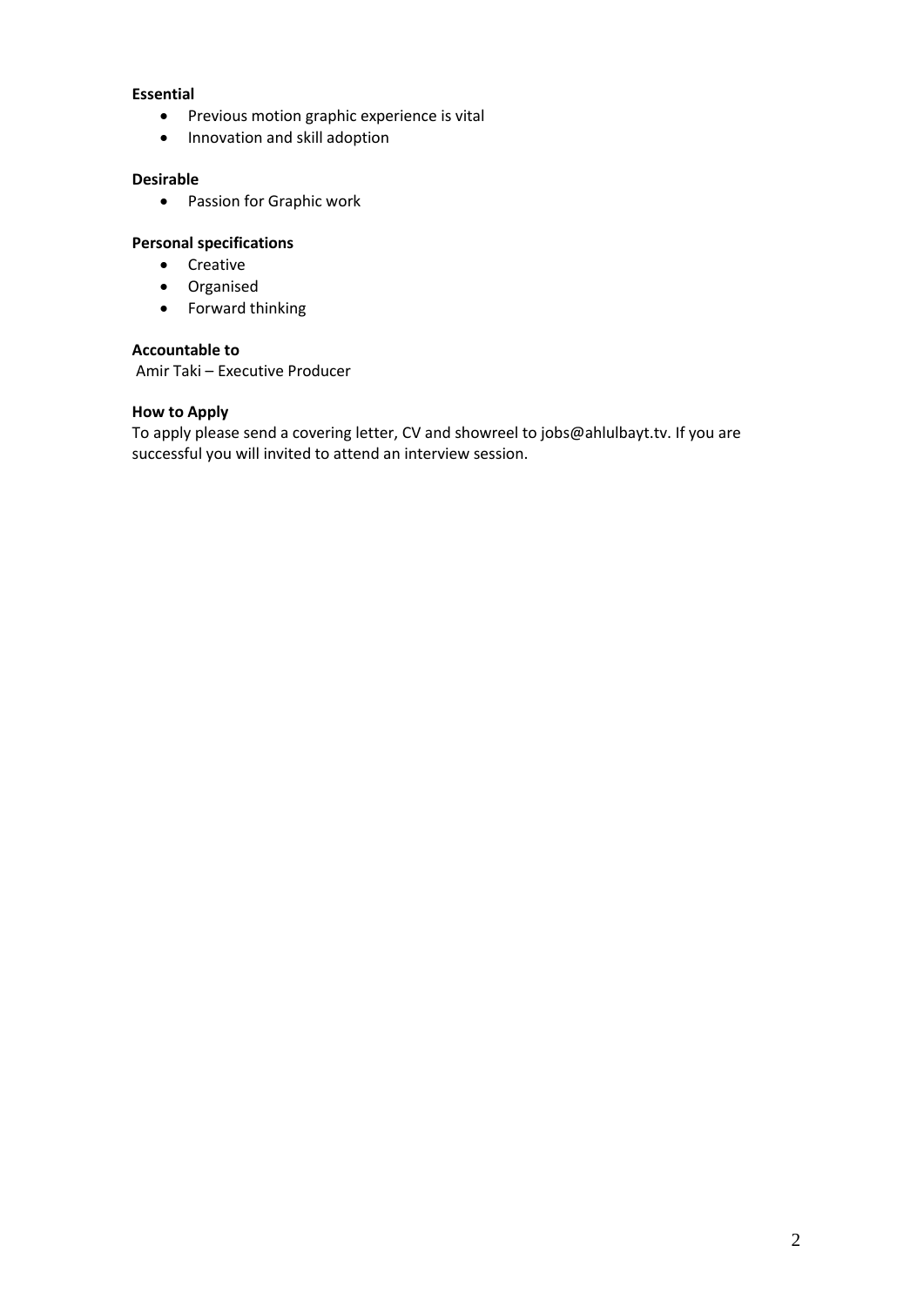**Essential**

- Previous motion graphic experience is vital
- Innovation and skill adoption

**Desirable**

- Passion for Graphic work

**Personal specifications**

- Creative
- Organised
- Forward thinking

**Accountable to**

Amir Taki – Executive Producer

**How to Apply**

To apply please send a covering letter, CV and showreel to jobs@ahlulbayt.tv. If you are successful you will invited to attend an interview session.